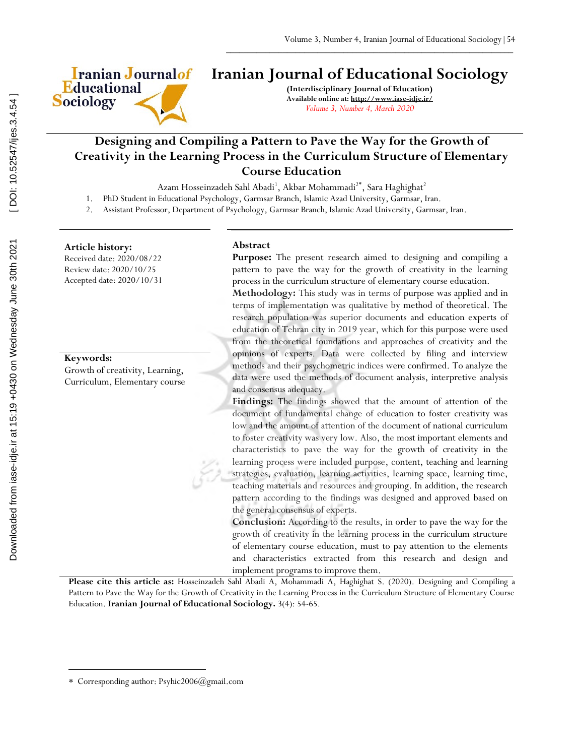# Iranian Journal of Educational Sociology

**(Interdisciplinary Journal of Education)**
**Available online at: http://www.iase-idje.ir/**
*Volume 3, Number 4, March 2020*

## Designing and Compiling a Pattern to Pave the Way for the Growth of Creativity in the Learning Process in the Curriculum Structure of Elementary Course Education

Azam Hosseinzadeh Sahl Abadi[1], Akbar Mohammadi[2*], Sara Haghighat[2]

1. PhD Student in Educational Psychology, Garmsar Branch, Islamic Azad University, Garmsar, Iran.
2. Assistant Professor, Department of Psychology, Garmsar Branch, Islamic Azad University, Garmsar, Iran.

**Article history:**
Received date: 2020/08/22
Review date: 2020/10/25
Accepted date: 2020/10/31

**Keywords:**
Growth of creativity, Learning, Curriculum, Elementary course

### Abstract

**Purpose:** The present research aimed to designing and compiling a pattern to pave the way for the growth of creativity in the learning process in the curriculum structure of elementary course education.

**Methodology:** This study was in terms of purpose was applied and in terms of implementation was qualitative by method of theoretical. The research population was superior documents and education experts of education of Tehran city in 2019 year, which for this purpose were used from the theoretical foundations and approaches of creativity and the opinions of experts. Data were collected by filing and interview methods and their psychometric indices were confirmed. To analyze the data were used the methods of document analysis, interpretive analysis and consensus adequacy.

**Findings:** The findings showed that the amount of attention of the document of fundamental change of education to foster creativity was low and the amount of attention of the document of national curriculum to foster creativity was very low. Also, the most important elements and characteristics to pave the way for the growth of creativity in the learning process were included purpose, content, teaching and learning strategies, evaluation, learning activities, learning space, learning time, teaching materials and resources and grouping. In addition, the research pattern according to the findings was designed and approved based on the general consensus of experts.

**Conclusion:** According to the results, in order to pave the way for the growth of creativity in the learning process in the curriculum structure of elementary course education, must to pay attention to the elements and characteristics extracted from this research and design and implement programs to improve them.

**Please cite this article as:** Hosseinzadeh Sahl Abadi A, Mohammadi A, Haghighat S. (2020). Designing and Compiling a Pattern to Pave the Way for the Growth of Creativity in the Learning Process in the Curriculum Structure of Elementary Course Education. **Iranian Journal of Educational Sociology.** 3(4): 54-65.

---

* Corresponding author: Psyhic2006@gmail.com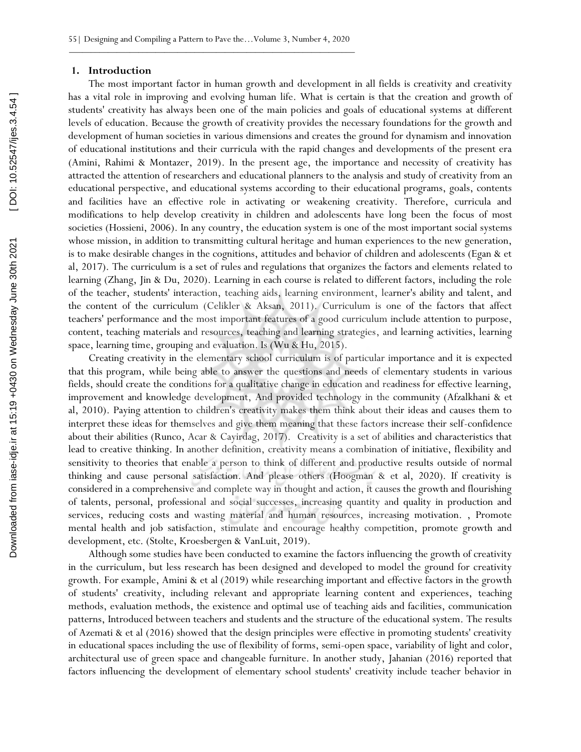## 1. Introduction

The most important factor in human growth and development in all fields is creativity and creativity has a vital role in improving and evolving human life. What is certain is that the creation and growth of students' creativity has always been one of the main policies and goals of educational systems at different levels of education. Because the growth of creativity provides the necessary foundations for the growth and development of human societies in various dimensions and creates the ground for dynamism and innovation of educational institutions and their curricula with the rapid changes and developments of the present era (Amini, Rahimi & Montazer, 2019). In the present age, the importance and necessity of creativity has attracted the attention of researchers and educational planners to the analysis and study of creativity from an educational perspective, and educational systems according to their educational programs, goals, contents and facilities have an effective role in activating or weakening creativity. Therefore, curricula and modifications to help develop creativity in children and adolescents have long been the focus of most societies (Hossieni, 2006). In any country, the education system is one of the most important social systems whose mission, in addition to transmitting cultural heritage and human experiences to the new generation, is to make desirable changes in the cognitions, attitudes and behavior of children and adolescents (Egan & et al, 2017). The curriculum is a set of rules and regulations that organizes the factors and elements related to learning (Zhang, Jin & Du, 2020). Learning in each course is related to different factors, including the role of the teacher, students' interaction, teaching aids, learning environment, learner's ability and talent, and the content of the curriculum (Celikler & Aksan, 2011). Curriculum is one of the factors that affect teachers' performance and the most important features of a good curriculum include attention to purpose, content, teaching materials and resources, teaching and learning strategies, and learning activities, learning space, learning time, grouping and evaluation. Is (Wu & Hu, 2015).

Creating creativity in the elementary school curriculum is of particular importance and it is expected that this program, while being able to answer the questions and needs of elementary students in various fields, should create the conditions for a qualitative change in education and readiness for effective learning, improvement and knowledge development, And provided technology in the community (Afzalkhani & et al, 2010). Paying attention to children's creativity makes them think about their ideas and causes them to interpret these ideas for themselves and give them meaning that these factors increase their self-confidence about their abilities (Runco, Acar & Cayirdag, 2017). Creativity is a set of abilities and characteristics that lead to creative thinking. In another definition, creativity means a combination of initiative, flexibility and sensitivity to theories that enable a person to think of different and productive results outside of normal thinking and cause personal satisfaction. And please others (Hoogman & et al, 2020). If creativity is considered in a comprehensive and complete way in thought and action, it causes the growth and flourishing of talents, personal, professional and social successes, increasing quantity and quality in production and services, reducing costs and wasting material and human resources, increasing motivation. , Promote mental health and job satisfaction, stimulate and encourage healthy competition, promote growth and development, etc. (Stolte, Kroesbergen & VanLuit, 2019).

Although some studies have been conducted to examine the factors influencing the growth of creativity in the curriculum, but less research has been designed and developed to model the ground for creativity growth. For example, Amini & et al (2019) while researching important and effective factors in the growth of students' creativity, including relevant and appropriate learning content and experiences, teaching methods, evaluation methods, the existence and optimal use of teaching aids and facilities, communication patterns, Introduced between teachers and students and the structure of the educational system. The results of Azemati & et al (2016) showed that the design principles were effective in promoting students' creativity in educational spaces including the use of flexibility of forms, semi-open space, variability of light and color, architectural use of green space and changeable furniture. In another study, Jahanian (2016) reported that factors influencing the development of elementary school students' creativity include teacher behavior in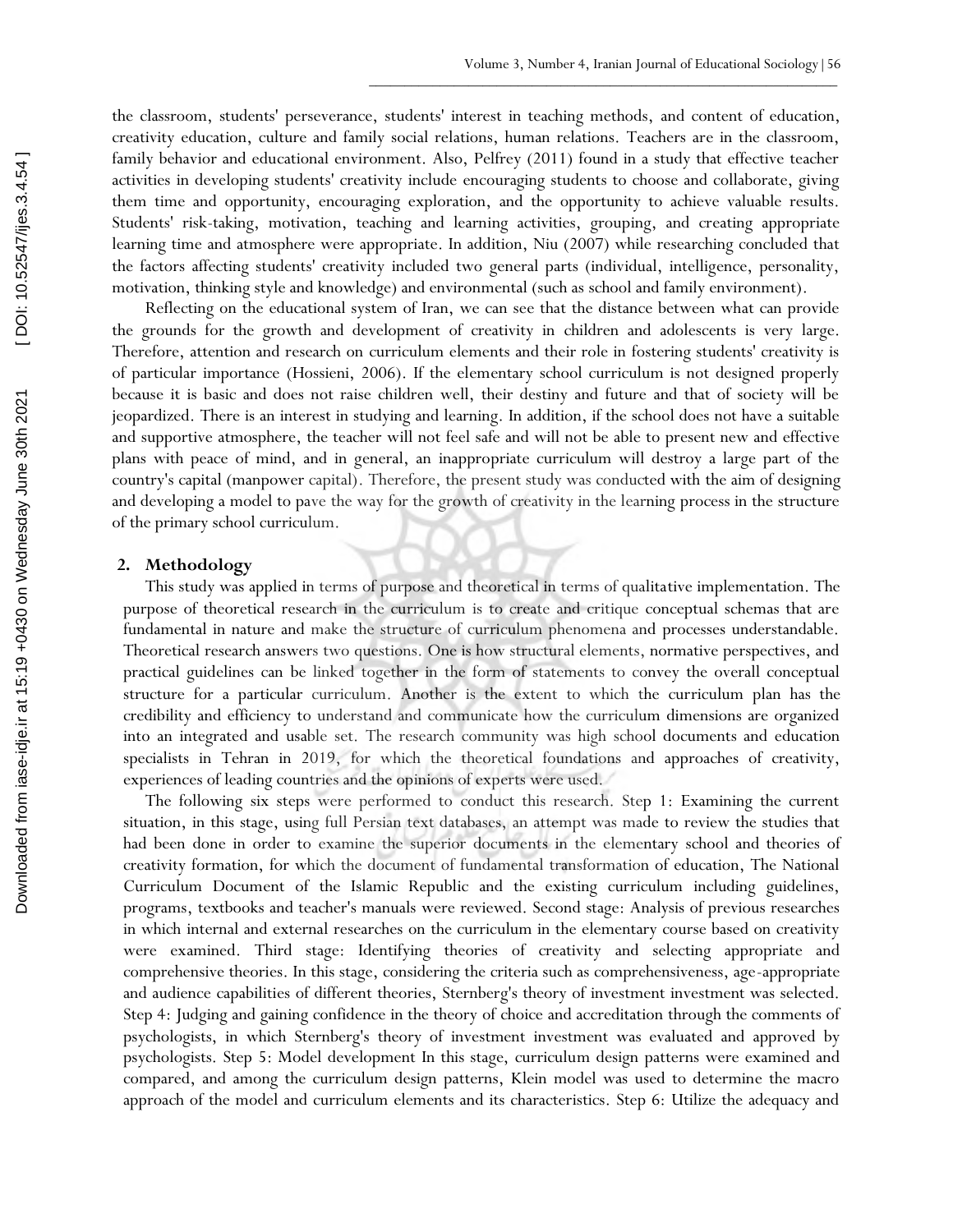the classroom, students' perseverance, students' interest in teaching methods, and content of education, creativity education, culture and family social relations, human relations. Teachers are in the classroom, family behavior and educational environment. Also, Pelfrey (2011) found in a study that effective teacher activities in developing students' creativity include encouraging students to choose and collaborate, giving them time and opportunity, encouraging exploration, and the opportunity to achieve valuable results. Students' risk-taking, motivation, teaching and learning activities, grouping, and creating appropriate learning time and atmosphere were appropriate. In addition, Niu (2007) while researching concluded that the factors affecting students' creativity included two general parts (individual, intelligence, personality, motivation, thinking style and knowledge) and environmental (such as school and family environment).

Reflecting on the educational system of Iran, we can see that the distance between what can provide the grounds for the growth and development of creativity in children and adolescents is very large. Therefore, attention and research on curriculum elements and their role in fostering students' creativity is of particular importance (Hossieni, 2006). If the elementary school curriculum is not designed properly because it is basic and does not raise children well, their destiny and future and that of society will be jeopardized. There is an interest in studying and learning. In addition, if the school does not have a suitable and supportive atmosphere, the teacher will not feel safe and will not be able to present new and effective plans with peace of mind, and in general, an inappropriate curriculum will destroy a large part of the country's capital (manpower capital). Therefore, the present study was conducted with the aim of designing and developing a model to pave the way for the growth of creativity in the learning process in the structure of the primary school curriculum.

## 2. Methodology

This study was applied in terms of purpose and theoretical in terms of qualitative implementation. The purpose of theoretical research in the curriculum is to create and critique conceptual schemas that are fundamental in nature and make the structure of curriculum phenomena and processes understandable. Theoretical research answers two questions. One is how structural elements, normative perspectives, and practical guidelines can be linked together in the form of statements to convey the overall conceptual structure for a particular curriculum. Another is the extent to which the curriculum plan has the credibility and efficiency to understand and communicate how the curriculum dimensions are organized into an integrated and usable set. The research community was high school documents and education specialists in Tehran in 2019, for which the theoretical foundations and approaches of creativity, experiences of leading countries and the opinions of experts were used.

The following six steps were performed to conduct this research. Step 1: Examining the current situation, in this stage, using full Persian text databases, an attempt was made to review the studies that had been done in order to examine the superior documents in the elementary school and theories of creativity formation, for which the document of fundamental transformation of education, The National Curriculum Document of the Islamic Republic and the existing curriculum including guidelines, programs, textbooks and teacher's manuals were reviewed. Second stage: Analysis of previous researches in which internal and external researches on the curriculum in the elementary course based on creativity were examined. Third stage: Identifying theories of creativity and selecting appropriate and comprehensive theories. In this stage, considering the criteria such as comprehensiveness, age-appropriate and audience capabilities of different theories, Sternberg's theory of investment investment was selected. Step 4: Judging and gaining confidence in the theory of choice and accreditation through the comments of psychologists, in which Sternberg's theory of investment investment was evaluated and approved by psychologists. Step 5: Model development In this stage, curriculum design patterns were examined and compared, and among the curriculum design patterns, Klein model was used to determine the macro approach of the model and curriculum elements and its characteristics. Step 6: Utilize the adequacy and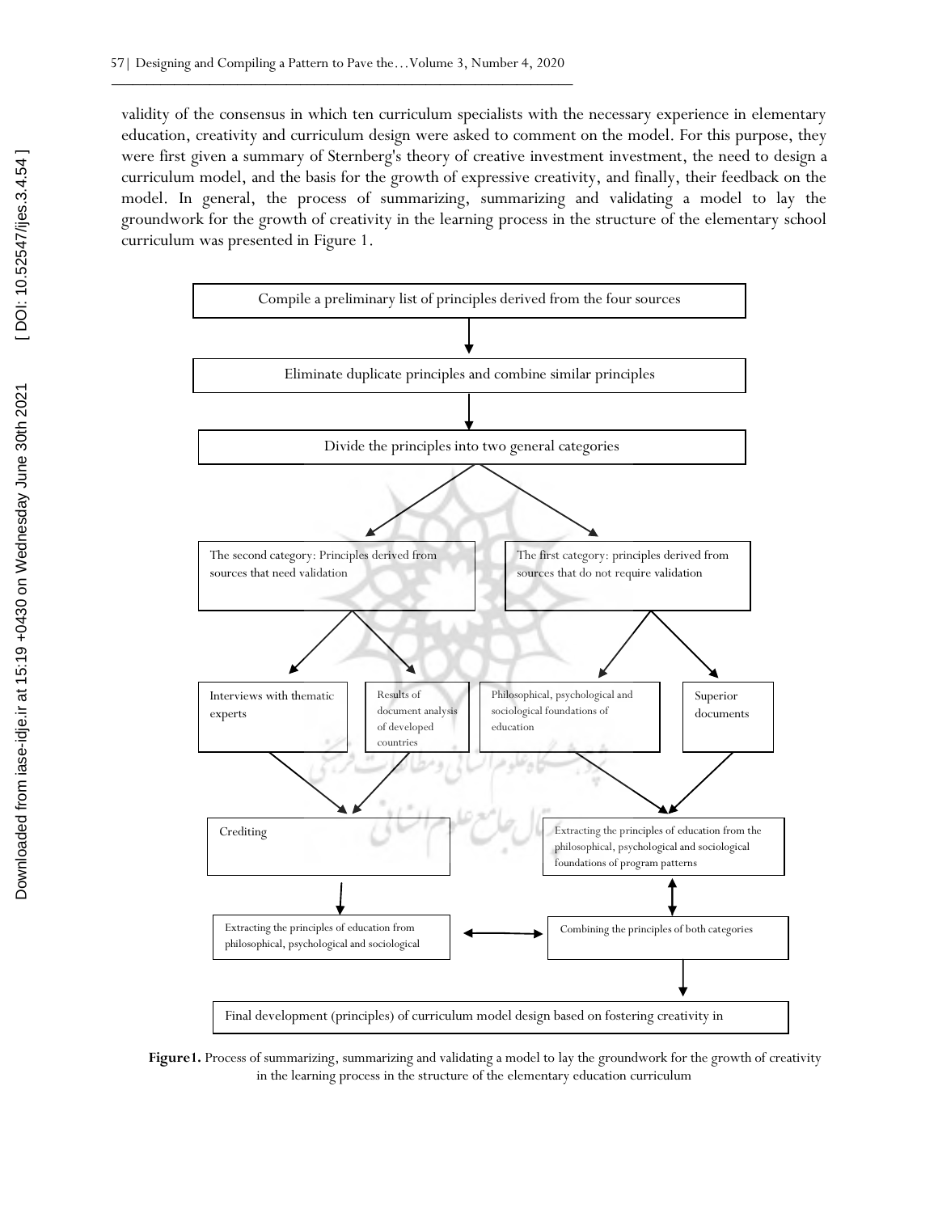validity of the consensus in which ten curriculum specialists with the necessary experience in elementary education, creativity and curriculum design were asked to comment on the model. For this purpose, they were first given a summary of Sternberg's theory of creative investment investment, the need to design a curriculum model, and the basis for the growth of expressive creativity, and finally, their feedback on the model. In general, the process of summarizing, summarizing and validating a model to lay the groundwork for the growth of creativity in the learning process in the structure of the elementary school curriculum was presented in Figure 1.

Compile a preliminary list of principles derived from the four sources

Eliminate duplicate principles and combine similar principles

Divide the principles into two general categories

The second category: Principles derived from sources that need validation

The first category: principles derived from sources that do not require validation

Interviews with thematic experts

Results of document analysis of developed countries

Philosophical, psychological and sociological foundations of education

Superior documents

Crediting

Extracting the principles of education from the philosophical, psychological and sociological foundations of program patterns

Extracting the principles of education from philosophical, psychological and sociological

Combining the principles of both categories

Final development (principles) of curriculum model design based on fostering creativity in

**Figure1.** Process of summarizing, summarizing and validating a model to lay the groundwork for the growth of creativity in the learning process in the structure of the elementary education curriculum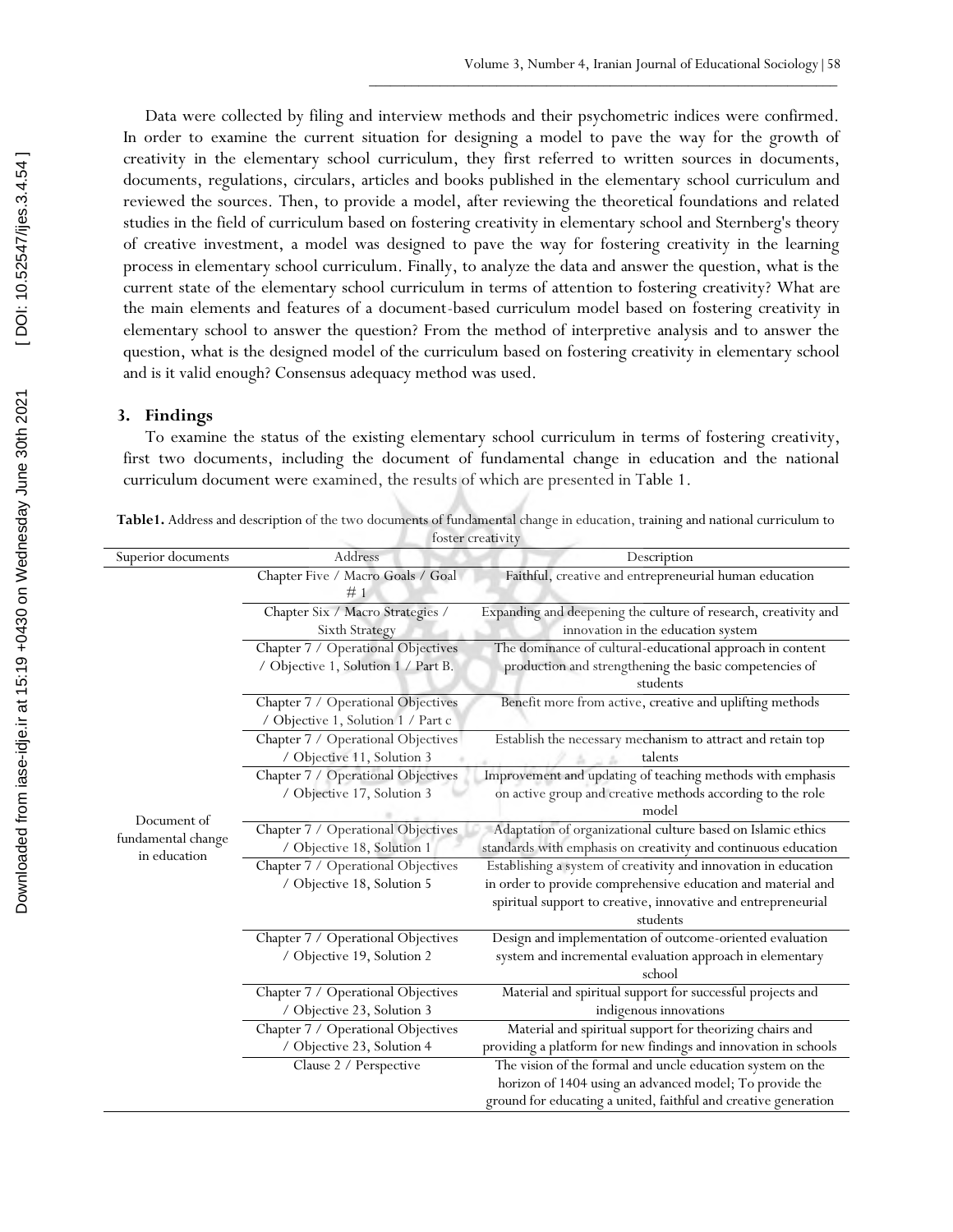Data were collected by filing and interview methods and their psychometric indices were confirmed. In order to examine the current situation for designing a model to pave the way for the growth of creativity in the elementary school curriculum, they first referred to written sources in documents, documents, regulations, circulars, articles and books published in the elementary school curriculum and reviewed the sources. Then, to provide a model, after reviewing the theoretical foundations and related studies in the field of curriculum based on fostering creativity in elementary school and Sternberg's theory of creative investment, a model was designed to pave the way for fostering creativity in the learning process in elementary school curriculum. Finally, to analyze the data and answer the question, what is the current state of the elementary school curriculum in terms of attention to fostering creativity? What are the main elements and features of a document-based curriculum model based on fostering creativity in elementary school to answer the question? From the method of interpretive analysis and to answer the question, what is the designed model of the curriculum based on fostering creativity in elementary school and is it valid enough? Consensus adequacy method was used.

## 3. Findings

To examine the status of the existing elementary school curriculum in terms of fostering creativity, first two documents, including the document of fundamental change in education and the national curriculum document were examined, the results of which are presented in Table 1.

**Table1.** Address and description of the two documents of fundamental change in education, training and national curriculum to foster creativity

| Superior documents | Address | Description |
|---|---|---|
| Document of fundamental change in education | Chapter Five / Macro Goals / Goal # 1 | Faithful, creative and entrepreneurial human education |
| | Chapter Six / Macro Strategies / Sixth Strategy | Expanding and deepening the culture of research, creativity and innovation in the education system |
| | Chapter 7 / Operational Objectives / Objective 1, Solution 1 / Part B. | The dominance of cultural-educational approach in content production and strengthening the basic competencies of students |
| | Chapter 7 / Operational Objectives / Objective 1, Solution 1 / Part c | Benefit more from active, creative and uplifting methods |
| | Chapter 7 / Operational Objectives / Objective 11, Solution 3 | Establish the necessary mechanism to attract and retain top talents |
| | Chapter 7 / Operational Objectives / Objective 17, Solution 3 | Improvement and updating of teaching methods with emphasis on active group and creative methods according to the role model |
| | Chapter 7 / Operational Objectives / Objective 18, Solution 1 | Adaptation of organizational culture based on Islamic ethics standards with emphasis on creativity and continuous education |
| | Chapter 7 / Operational Objectives / Objective 18, Solution 5 | Establishing a system of creativity and innovation in education in order to provide comprehensive education and material and spiritual support to creative, innovative and entrepreneurial students |
| | Chapter 7 / Operational Objectives / Objective 19, Solution 2 | Design and implementation of outcome-oriented evaluation system and incremental evaluation approach in elementary school |
| | Chapter 7 / Operational Objectives / Objective 23, Solution 3 | Material and spiritual support for successful projects and indigenous innovations |
| | Chapter 7 / Operational Objectives / Objective 23, Solution 4 | Material and spiritual support for theorizing chairs and providing a platform for new findings and innovation in schools |
| | Clause 2 / Perspective | The vision of the formal and uncle education system on the horizon of 1404 using an advanced model; To provide the ground for educating a united, faithful and creative generation |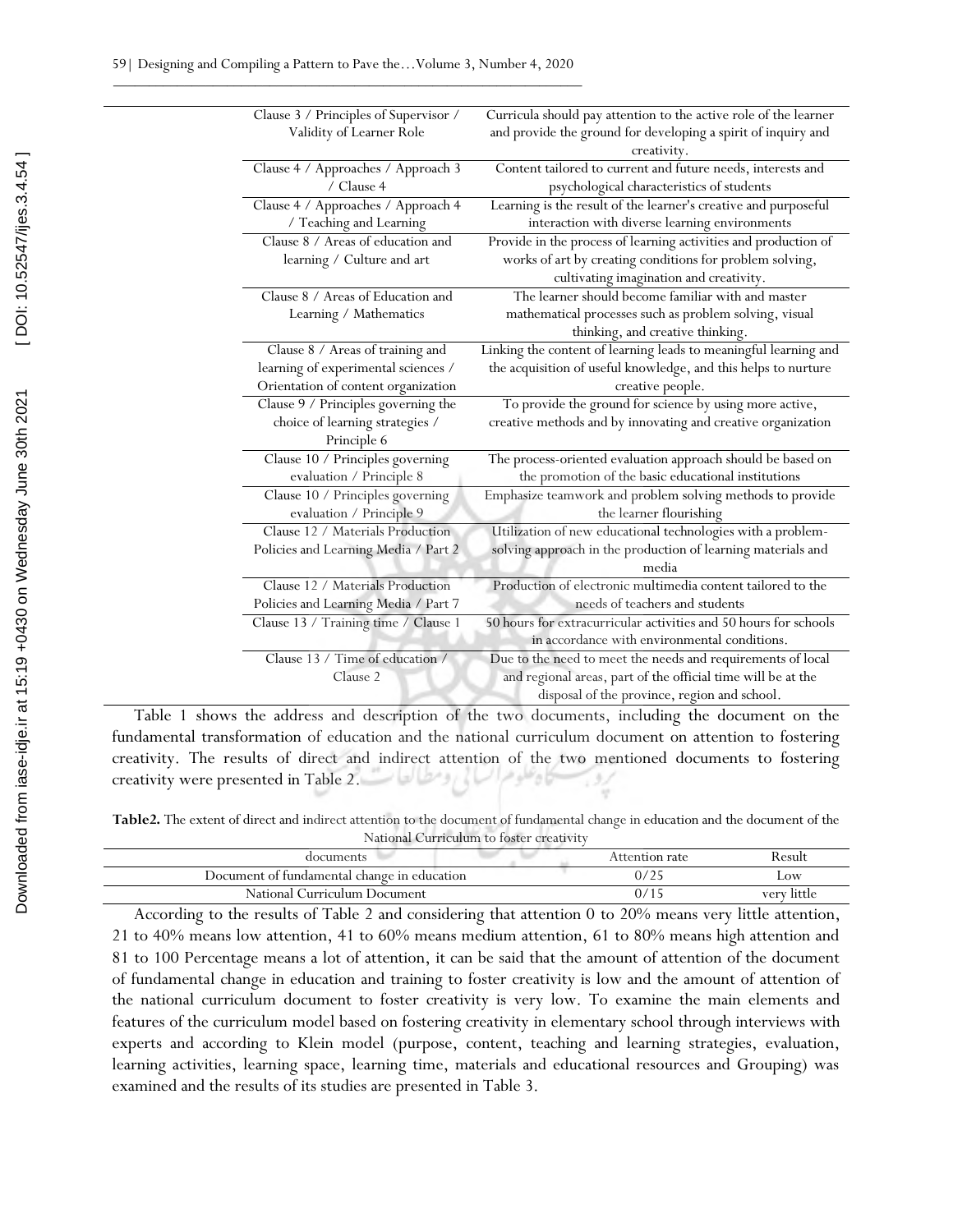| | |
|---|---|
| Clause 3 / Principles of Supervisor / Validity of Learner Role | Curricula should pay attention to the active role of the learner and provide the ground for developing a spirit of inquiry and creativity. |
| Clause 4 / Approaches / Approach 3 / Clause 4 | Content tailored to current and future needs, interests and psychological characteristics of students |
| Clause 4 / Approaches / Approach 4 / Teaching and Learning | Learning is the result of the learner's creative and purposeful interaction with diverse learning environments |
| Clause 8 / Areas of education and learning / Culture and art | Provide in the process of learning activities and production of works of art by creating conditions for problem solving, cultivating imagination and creativity. |
| Clause 8 / Areas of Education and Learning / Mathematics | The learner should become familiar with and master mathematical processes such as problem solving, visual thinking, and creative thinking. |
| Clause 8 / Areas of training and learning of experimental sciences / Orientation of content organization | Linking the content of learning leads to meaningful learning and the acquisition of useful knowledge, and this helps to nurture creative people. |
| Clause 9 / Principles governing the choice of learning strategies / Principle 6 | To provide the ground for science by using more active, creative methods and by innovating and creative organization |
| Clause 10 / Principles governing evaluation / Principle 8 | The process-oriented evaluation approach should be based on the promotion of the basic educational institutions |
| Clause 10 / Principles governing evaluation / Principle 9 | Emphasize teamwork and problem solving methods to provide the learner flourishing |
| Clause 12 / Materials Production Policies and Learning Media / Part 2 | Utilization of new educational technologies with a problem-solving approach in the production of learning materials and media |
| Clause 12 / Materials Production Policies and Learning Media / Part 7 | Production of electronic multimedia content tailored to the needs of teachers and students |
| Clause 13 / Training time / Clause 1 | 50 hours for extracurricular activities and 50 hours for schools in accordance with environmental conditions. |
| Clause 13 / Time of education / Clause 2 | Due to the need to meet the needs and requirements of local and regional areas, part of the official time will be at the disposal of the province, region and school. |

Table 1 shows the address and description of the two documents, including the document on the fundamental transformation of education and the national curriculum document on attention to fostering creativity. The results of direct and indirect attention of the two mentioned documents to fostering creativity were presented in Table 2.

**Table2.** The extent of direct and indirect attention to the document of fundamental change in education and the document of the National Curriculum to foster creativity

| documents | Attention rate | Result |
|---|---|---|
| Document of fundamental change in education | 0/25 | Low |
| National Curriculum Document | 0/15 | very little |

According to the results of Table 2 and considering that attention 0 to 20% means very little attention, 21 to 40% means low attention, 41 to 60% means medium attention, 61 to 80% means high attention and 81 to 100 Percentage means a lot of attention, it can be said that the amount of attention of the document of fundamental change in education and training to foster creativity is low and the amount of attention of the national curriculum document to foster creativity is very low. To examine the main elements and features of the curriculum model based on fostering creativity in elementary school through interviews with experts and according to Klein model (purpose, content, teaching and learning strategies, evaluation, learning activities, learning space, learning time, materials and educational resources and Grouping) was examined and the results of its studies are presented in Table 3.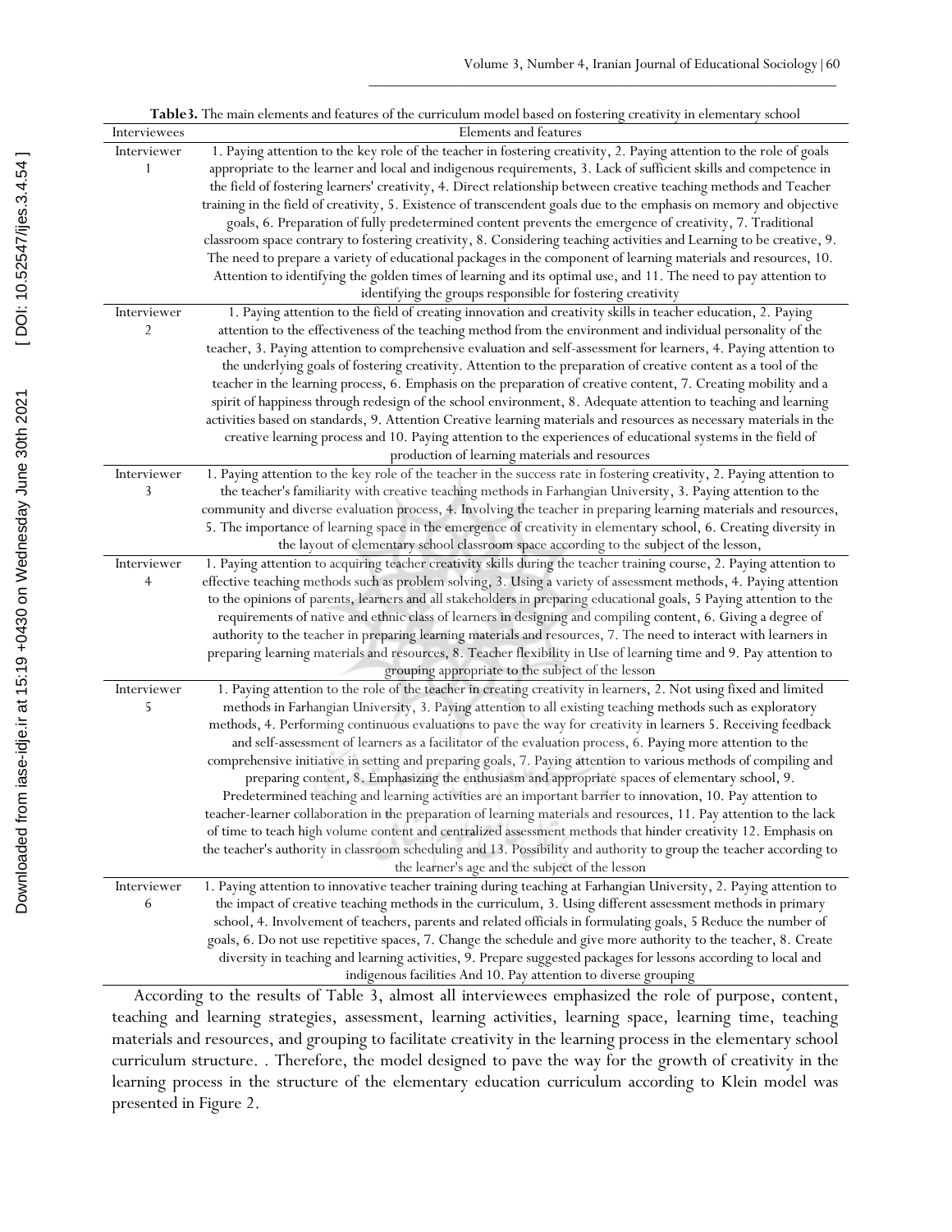**Table3.** The main elements and features of the curriculum model based on fostering creativity in elementary school

| Interviewees | Elements and features |
|---|---|
| Interviewer 1 | 1. Paying attention to the key role of the teacher in fostering creativity, 2. Paying attention to the role of goals appropriate to the learner and local and indigenous requirements, 3. Lack of sufficient skills and competence in the field of fostering learners' creativity, 4. Direct relationship between creative teaching methods and Teacher training in the field of creativity, 5. Existence of transcendent goals due to the emphasis on memory and objective goals, 6. Preparation of fully predetermined content prevents the emergence of creativity, 7. Traditional classroom space contrary to fostering creativity, 8. Considering teaching activities and Learning to be creative, 9. The need to prepare a variety of educational packages in the component of learning materials and resources, 10. Attention to identifying the golden times of learning and its optimal use, and 11. The need to pay attention to identifying the groups responsible for fostering creativity |
| Interviewer 2 | 1. Paying attention to the field of creating innovation and creativity skills in teacher education, 2. Paying attention to the effectiveness of the teaching method from the environment and individual personality of the teacher, 3. Paying attention to comprehensive evaluation and self-assessment for learners, 4. Paying attention to the underlying goals of fostering creativity. Attention to the preparation of creative content as a tool of the teacher in the learning process, 6. Emphasis on the preparation of creative content, 7. Creating mobility and a spirit of happiness through redesign of the school environment, 8. Adequate attention to teaching and learning activities based on standards, 9. Attention Creative learning materials and resources as necessary materials in the creative learning process and 10. Paying attention to the experiences of educational systems in the field of production of learning materials and resources |
| Interviewer 3 | 1. Paying attention to the key role of the teacher in the success rate in fostering creativity, 2. Paying attention to the teacher's familiarity with creative teaching methods in Farhangian University, 3. Paying attention to the community and diverse evaluation process, 4. Involving the teacher in preparing learning materials and resources, 5. The importance of learning space in the emergence of creativity in elementary school, 6. Creating diversity in the layout of elementary school classroom space according to the subject of the lesson, |
| Interviewer 4 | 1. Paying attention to acquiring teacher creativity skills during the teacher training course, 2. Paying attention to effective teaching methods such as problem solving, 3. Using a variety of assessment methods, 4. Paying attention to the opinions of parents, learners and all stakeholders in preparing educational goals, 5 Paying attention to the requirements of native and ethnic class of learners in designing and compiling content, 6. Giving a degree of authority to the teacher in preparing learning materials and resources, 7. The need to interact with learners in preparing learning materials and resources, 8. Teacher flexibility in Use of learning time and 9. Pay attention to grouping appropriate to the subject of the lesson |
| Interviewer 5 | 1. Paying attention to the role of the teacher in creating creativity in learners, 2. Not using fixed and limited methods in Farhangian University, 3. Paying attention to all existing teaching methods such as exploratory methods, 4. Performing continuous evaluations to pave the way for creativity in learners 5. Receiving feedback and self-assessment of learners as a facilitator of the evaluation process, 6. Paying more attention to the comprehensive initiative in setting and preparing goals, 7. Paying attention to various methods of compiling and preparing content, 8. Emphasizing the enthusiasm and appropriate spaces of elementary school, 9. Predetermined teaching and learning activities are an important barrier to innovation, 10. Pay attention to teacher-learner collaboration in the preparation of learning materials and resources, 11. Pay attention to the lack of time to teach high volume content and centralized assessment methods that hinder creativity 12. Emphasis on the teacher's authority in classroom scheduling and 13. Possibility and authority to group the teacher according to the learner's age and the subject of the lesson |
| Interviewer 6 | 1. Paying attention to innovative teacher training during teaching at Farhangian University, 2. Paying attention to the impact of creative teaching methods in the curriculum, 3. Using different assessment methods in primary school, 4. Involvement of teachers, parents and related officials in formulating goals, 5 Reduce the number of goals, 6. Do not use repetitive spaces, 7. Change the schedule and give more authority to the teacher, 8. Create diversity in teaching and learning activities, 9. Prepare suggested packages for lessons according to local and indigenous facilities And 10. Pay attention to diverse grouping |

According to the results of Table 3, almost all interviewees emphasized the role of purpose, content, teaching and learning strategies, assessment, learning activities, learning space, learning time, teaching materials and resources, and grouping to facilitate creativity in the learning process in the elementary school curriculum structure. . Therefore, the model designed to pave the way for the growth of creativity in the learning process in the structure of the elementary education curriculum according to Klein model was presented in Figure 2.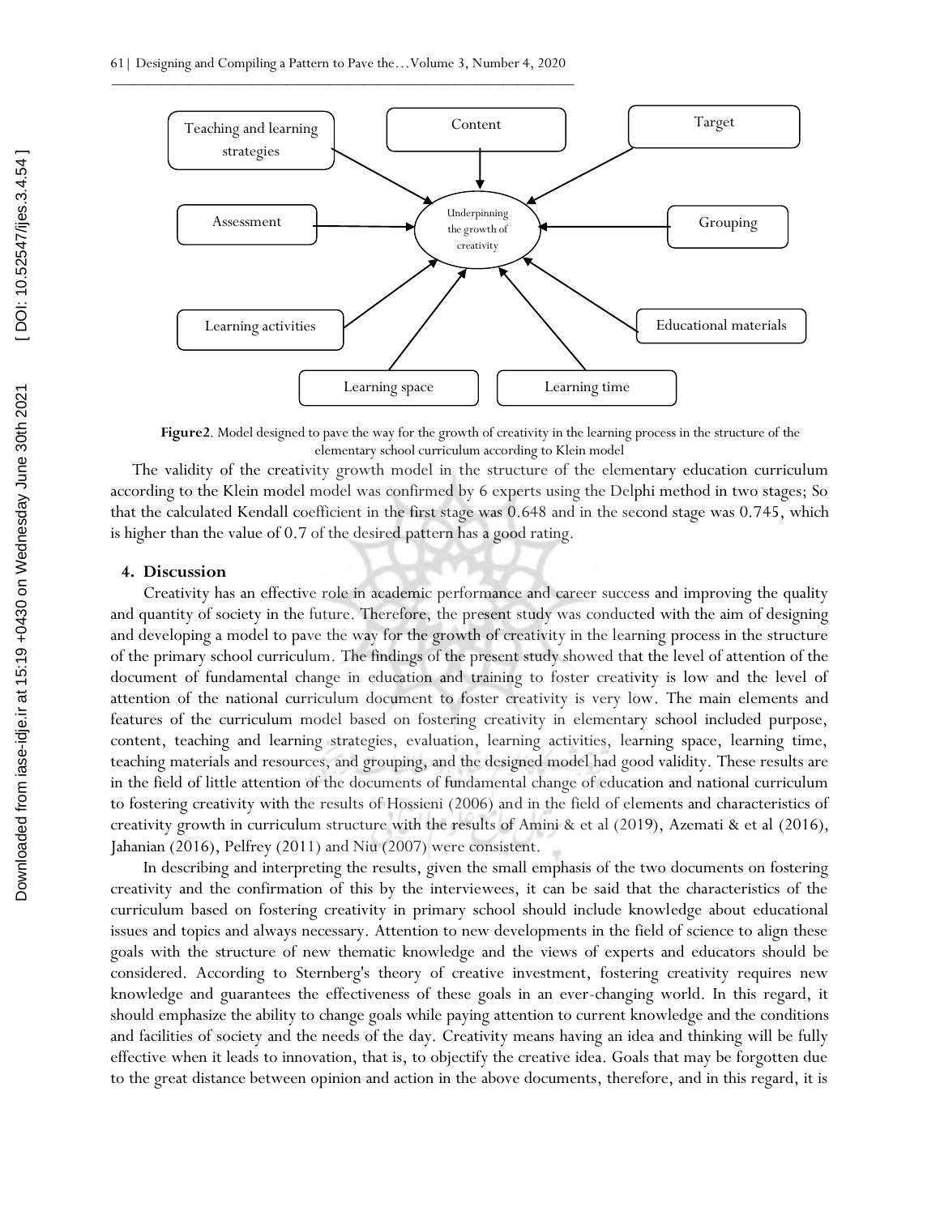Teaching and learning strategies

Content

Target

Assessment

Underpinning the growth of creativity

Grouping

Learning activities

Educational materials

Learning space

Learning time

**Figure2**. Model designed to pave the way for the growth of creativity in the learning process in the structure of the elementary school curriculum according to Klein model

The validity of the creativity growth model in the structure of the elementary education curriculum according to the Klein model model was confirmed by 6 experts using the Delphi method in two stages; So that the calculated Kendall coefficient in the first stage was 0.648 and in the second stage was 0.745, which is higher than the value of 0.7 of the desired pattern has a good rating.

## 4. Discussion

Creativity has an effective role in academic performance and career success and improving the quality and quantity of society in the future. Therefore, the present study was conducted with the aim of designing and developing a model to pave the way for the growth of creativity in the learning process in the structure of the primary school curriculum. The findings of the present study showed that the level of attention of the document of fundamental change in education and training to foster creativity is low and the level of attention of the national curriculum document to foster creativity is very low. The main elements and features of the curriculum model based on fostering creativity in elementary school included purpose, content, teaching and learning strategies, evaluation, learning activities, learning space, learning time, teaching materials and resources, and grouping, and the designed model had good validity. These results are in the field of little attention of the documents of fundamental change of education and national curriculum to fostering creativity with the results of Hossieni (2006) and in the field of elements and characteristics of creativity growth in curriculum structure with the results of Amini & et al (2019), Azemati & et al (2016), Jahanian (2016), Pelfrey (2011) and Niu (2007) were consistent.

In describing and interpreting the results, given the small emphasis of the two documents on fostering creativity and the confirmation of this by the interviewees, it can be said that the characteristics of the curriculum based on fostering creativity in primary school should include knowledge about educational issues and topics and always necessary. Attention to new developments in the field of science to align these goals with the structure of new thematic knowledge and the views of experts and educators should be considered. According to Sternberg's theory of creative investment, fostering creativity requires new knowledge and guarantees the effectiveness of these goals in an ever-changing world. In this regard, it should emphasize the ability to change goals while paying attention to current knowledge and the conditions and facilities of society and the needs of the day. Creativity means having an idea and thinking will be fully effective when it leads to innovation, that is, to objectify the creative idea. Goals that may be forgotten due to the great distance between opinion and action in the above documents, therefore, and in this regard, it is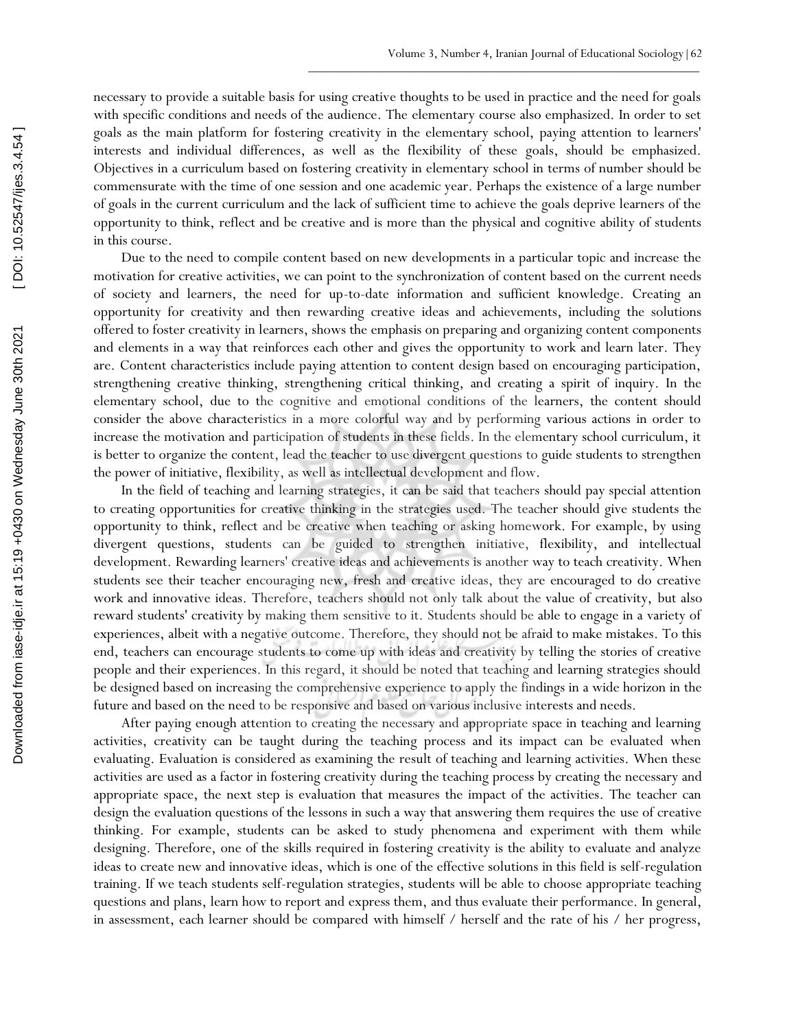necessary to provide a suitable basis for using creative thoughts to be used in practice and the need for goals with specific conditions and needs of the audience. The elementary course also emphasized. In order to set goals as the main platform for fostering creativity in the elementary school, paying attention to learners' interests and individual differences, as well as the flexibility of these goals, should be emphasized. Objectives in a curriculum based on fostering creativity in elementary school in terms of number should be commensurate with the time of one session and one academic year. Perhaps the existence of a large number of goals in the current curriculum and the lack of sufficient time to achieve the goals deprive learners of the opportunity to think, reflect and be creative and is more than the physical and cognitive ability of students in this course.

Due to the need to compile content based on new developments in a particular topic and increase the motivation for creative activities, we can point to the synchronization of content based on the current needs of society and learners, the need for up-to-date information and sufficient knowledge. Creating an opportunity for creativity and then rewarding creative ideas and achievements, including the solutions offered to foster creativity in learners, shows the emphasis on preparing and organizing content components and elements in a way that reinforces each other and gives the opportunity to work and learn later. They are. Content characteristics include paying attention to content design based on encouraging participation, strengthening creative thinking, strengthening critical thinking, and creating a spirit of inquiry. In the elementary school, due to the cognitive and emotional conditions of the learners, the content should consider the above characteristics in a more colorful way and by performing various actions in order to increase the motivation and participation of students in these fields. In the elementary school curriculum, it is better to organize the content, lead the teacher to use divergent questions to guide students to strengthen the power of initiative, flexibility, as well as intellectual development and flow.

In the field of teaching and learning strategies, it can be said that teachers should pay special attention to creating opportunities for creative thinking in the strategies used. The teacher should give students the opportunity to think, reflect and be creative when teaching or asking homework. For example, by using divergent questions, students can be guided to strengthen initiative, flexibility, and intellectual development. Rewarding learners' creative ideas and achievements is another way to teach creativity. When students see their teacher encouraging new, fresh and creative ideas, they are encouraged to do creative work and innovative ideas. Therefore, teachers should not only talk about the value of creativity, but also reward students' creativity by making them sensitive to it. Students should be able to engage in a variety of experiences, albeit with a negative outcome. Therefore, they should not be afraid to make mistakes. To this end, teachers can encourage students to come up with ideas and creativity by telling the stories of creative people and their experiences. In this regard, it should be noted that teaching and learning strategies should be designed based on increasing the comprehensive experience to apply the findings in a wide horizon in the future and based on the need to be responsive and based on various inclusive interests and needs.

After paying enough attention to creating the necessary and appropriate space in teaching and learning activities, creativity can be taught during the teaching process and its impact can be evaluated when evaluating. Evaluation is considered as examining the result of teaching and learning activities. When these activities are used as a factor in fostering creativity during the teaching process by creating the necessary and appropriate space, the next step is evaluation that measures the impact of the activities. The teacher can design the evaluation questions of the lessons in such a way that answering them requires the use of creative thinking. For example, students can be asked to study phenomena and experiment with them while designing. Therefore, one of the skills required in fostering creativity is the ability to evaluate and analyze ideas to create new and innovative ideas, which is one of the effective solutions in this field is self-regulation training. If we teach students self-regulation strategies, students will be able to choose appropriate teaching questions and plans, learn how to report and express them, and thus evaluate their performance. In general, in assessment, each learner should be compared with himself / herself and the rate of his / her progress,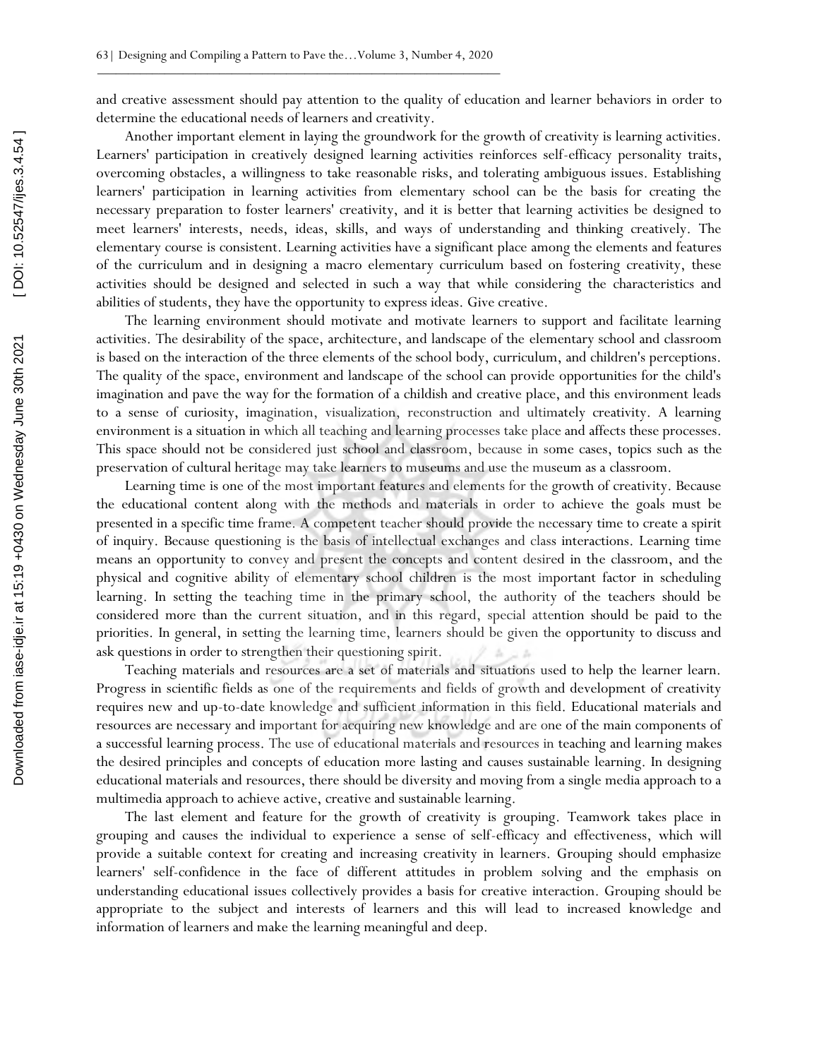and creative assessment should pay attention to the quality of education and learner behaviors in order to determine the educational needs of learners and creativity.

Another important element in laying the groundwork for the growth of creativity is learning activities. Learners' participation in creatively designed learning activities reinforces self-efficacy personality traits, overcoming obstacles, a willingness to take reasonable risks, and tolerating ambiguous issues. Establishing learners' participation in learning activities from elementary school can be the basis for creating the necessary preparation to foster learners' creativity, and it is better that learning activities be designed to meet learners' interests, needs, ideas, skills, and ways of understanding and thinking creatively. The elementary course is consistent. Learning activities have a significant place among the elements and features of the curriculum and in designing a macro elementary curriculum based on fostering creativity, these activities should be designed and selected in such a way that while considering the characteristics and abilities of students, they have the opportunity to express ideas. Give creative.

The learning environment should motivate and motivate learners to support and facilitate learning activities. The desirability of the space, architecture, and landscape of the elementary school and classroom is based on the interaction of the three elements of the school body, curriculum, and children's perceptions. The quality of the space, environment and landscape of the school can provide opportunities for the child's imagination and pave the way for the formation of a childish and creative place, and this environment leads to a sense of curiosity, imagination, visualization, reconstruction and ultimately creativity. A learning environment is a situation in which all teaching and learning processes take place and affects these processes. This space should not be considered just school and classroom, because in some cases, topics such as the preservation of cultural heritage may take learners to museums and use the museum as a classroom.

Learning time is one of the most important features and elements for the growth of creativity. Because the educational content along with the methods and materials in order to achieve the goals must be presented in a specific time frame. A competent teacher should provide the necessary time to create a spirit of inquiry. Because questioning is the basis of intellectual exchanges and class interactions. Learning time means an opportunity to convey and present the concepts and content desired in the classroom, and the physical and cognitive ability of elementary school children is the most important factor in scheduling learning. In setting the teaching time in the primary school, the authority of the teachers should be considered more than the current situation, and in this regard, special attention should be paid to the priorities. In general, in setting the learning time, learners should be given the opportunity to discuss and ask questions in order to strengthen their questioning spirit.

Teaching materials and resources are a set of materials and situations used to help the learner learn. Progress in scientific fields as one of the requirements and fields of growth and development of creativity requires new and up-to-date knowledge and sufficient information in this field. Educational materials and resources are necessary and important for acquiring new knowledge and are one of the main components of a successful learning process. The use of educational materials and resources in teaching and learning makes the desired principles and concepts of education more lasting and causes sustainable learning. In designing educational materials and resources, there should be diversity and moving from a single media approach to a multimedia approach to achieve active, creative and sustainable learning.

The last element and feature for the growth of creativity is grouping. Teamwork takes place in grouping and causes the individual to experience a sense of self-efficacy and effectiveness, which will provide a suitable context for creating and increasing creativity in learners. Grouping should emphasize learners' self-confidence in the face of different attitudes in problem solving and the emphasis on understanding educational issues collectively provides a basis for creative interaction. Grouping should be appropriate to the subject and interests of learners and this will lead to increased knowledge and information of learners and make the learning meaningful and deep.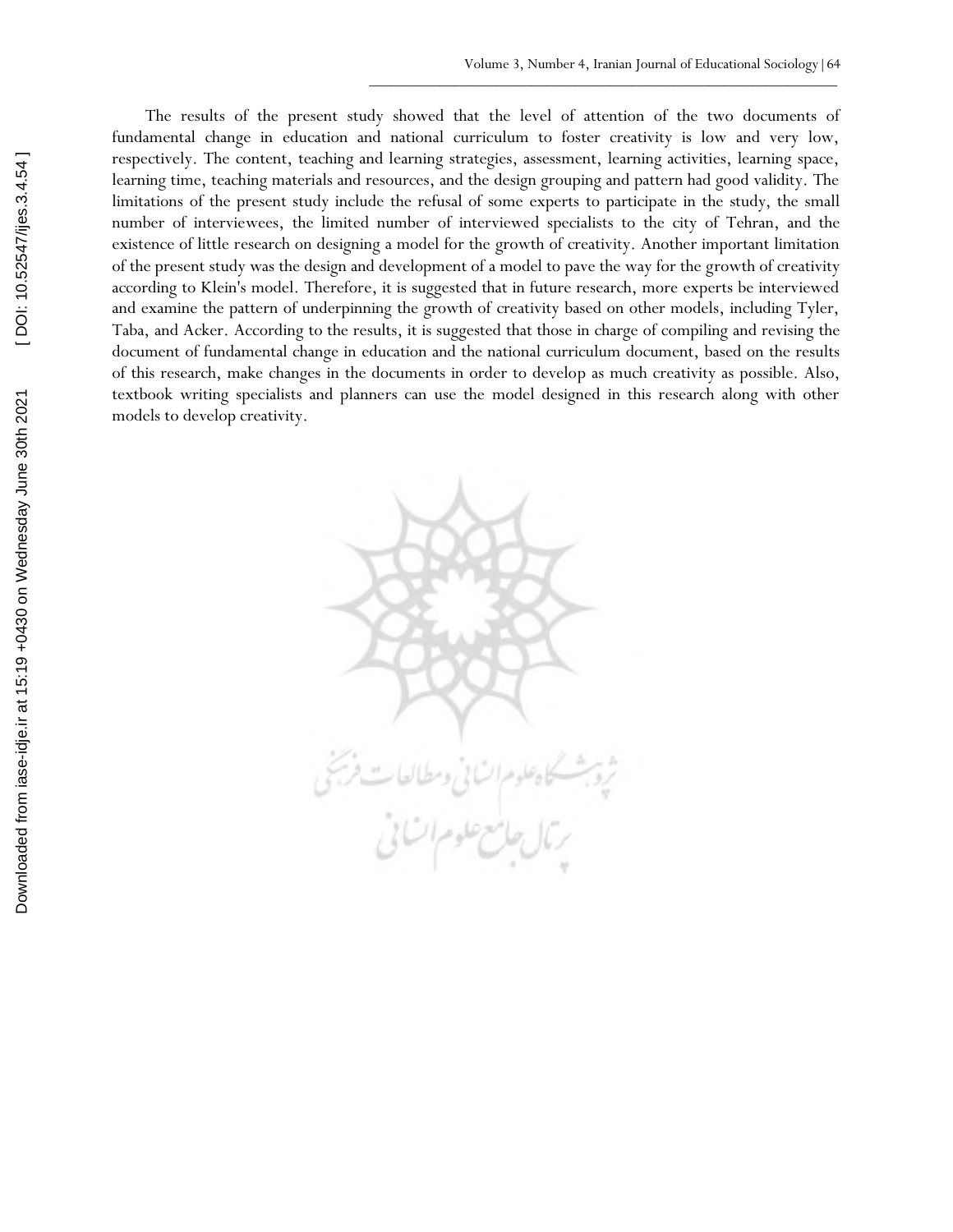The results of the present study showed that the level of attention of the two documents of fundamental change in education and national curriculum to foster creativity is low and very low, respectively. The content, teaching and learning strategies, assessment, learning activities, learning space, learning time, teaching materials and resources, and the design grouping and pattern had good validity. The limitations of the present study include the refusal of some experts to participate in the study, the small number of interviewees, the limited number of interviewed specialists to the city of Tehran, and the existence of little research on designing a model for the growth of creativity. Another important limitation of the present study was the design and development of a model to pave the way for the growth of creativity according to Klein's model. Therefore, it is suggested that in future research, more experts be interviewed and examine the pattern of underpinning the growth of creativity based on other models, including Tyler, Taba, and Acker. According to the results, it is suggested that those in charge of compiling and revising the document of fundamental change in education and the national curriculum document, based on the results of this research, make changes in the documents in order to develop as much creativity as possible. Also, textbook writing specialists and planners can use the model designed in this research along with other models to develop creativity.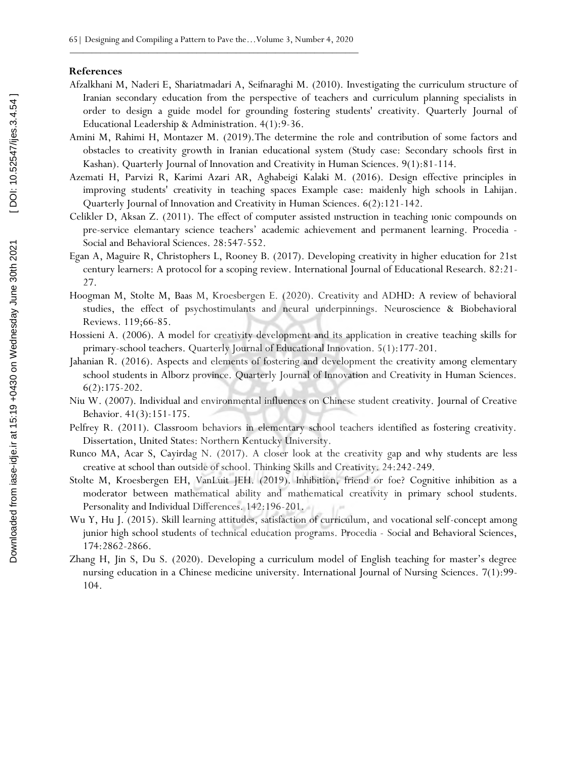## References

Afzalkhani M, Naderi E, Shariatmadari A, Seifnaraghi M. (2010). Investigating the curriculum structure of Iranian secondary education from the perspective of teachers and curriculum planning specialists in order to design a guide model for grounding fostering students' creativity. Quarterly Journal of Educational Leadership & Administration. 4(1):9-36.

Amini M, Rahimi H, Montazer M. (2019).The determine the role and contribution of some factors and obstacles to creativity growth in Iranian educational system (Study case: Secondary schools first in Kashan). Quarterly Journal of Innovation and Creativity in Human Sciences. 9(1):81-114.

Azemati H, Parvizi R, Karimi Azari AR, Aghabeigi Kalaki M. (2016). Design effective principles in improving students' creativity in teaching spaces Example case: maidenly high schools in Lahijan. Quarterly Journal of Innovation and Creativity in Human Sciences. 6(2):121-142.

Celikler D, Aksan Z. (2011). The effect of computer assisted ınstruction in teaching ıonic compounds on pre-service elemantary science teachers' academic achievement and permanent learning. Procedia - Social and Behavioral Sciences. 28:547-552.

Egan A, Maguire R, Christophers L, Rooney B. (2017). Developing creativity in higher education for 21st century learners: A protocol for a scoping review. International Journal of Educational Research. 82:21-27.

Hoogman M, Stolte M, Baas M, Kroesbergen E. (2020). Creativity and ADHD: A review of behavioral studies, the effect of psychostimulants and neural underpinnings. Neuroscience & Biobehavioral Reviews. 119;66-85.

Hossieni A. (2006). A model for creativity development and its application in creative teaching skills for primary-school teachers. Quarterly Journal of Educational Innovation. 5(1):177-201.

Jahanian R. (2016). Aspects and elements of fostering and development the creativity among elementary school students in Alborz province. Quarterly Journal of Innovation and Creativity in Human Sciences. 6(2):175-202.

Niu W. (2007). Individual and environmental influences on Chinese student creativity. Journal of Creative Behavior. 41(3):151-175.

Pelfrey R. (2011). Classroom behaviors in elementary school teachers identified as fostering creativity. Dissertation, United States: Northern Kentucky University.

Runco MA, Acar S, Cayirdag N. (2017). A closer look at the creativity gap and why students are less creative at school than outside of school. Thinking Skills and Creativity. 24:242-249.

Stolte M, Kroesbergen EH, VanLuit JEH. (2019). Inhibition, friend or foe? Cognitive inhibition as a moderator between mathematical ability and mathematical creativity in primary school students. Personality and Individual Differences. 142:196-201.

Wu Y, Hu J. (2015). Skill learning attitudes, satisfaction of curriculum, and vocational self-concept among junior high school students of technical education programs. Procedia - Social and Behavioral Sciences, 174:2862-2866.

Zhang H, Jin S, Du S. (2020). Developing a curriculum model of English teaching for master's degree nursing education in a Chinese medicine university. International Journal of Nursing Sciences. 7(1):99-104.